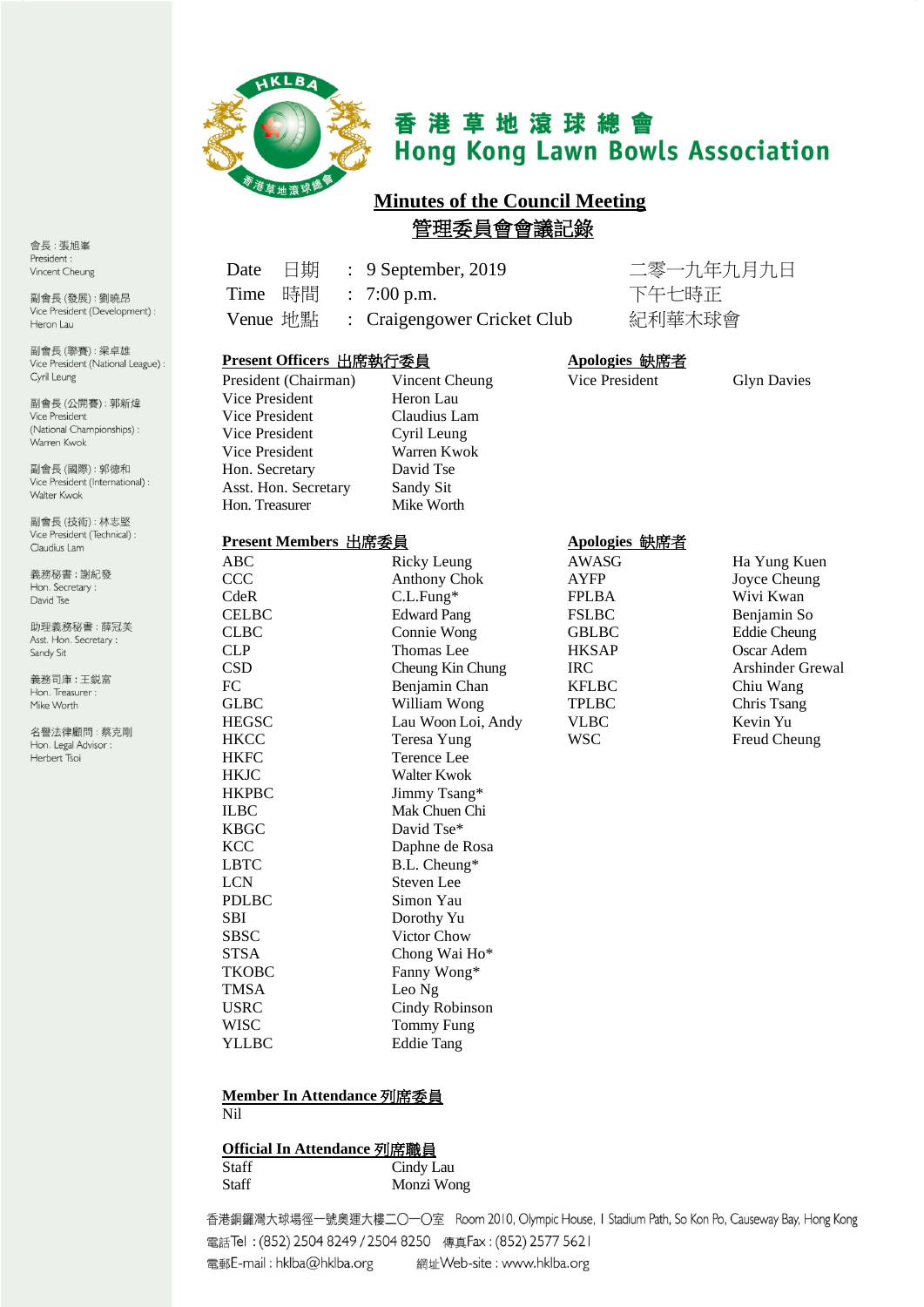香港草地滾球總會
Hong Kong Lawn Bowls Association

會長：張旭峯
President：
Vincent Cheung

副會長 (發展)：劉曉昂
Vice President (Development)：
Heron Lau

副會長 (聯賽)：梁卓雄
Vice President (National League)：
Cyril Leung

副會長 (公開賽)：郭新煒
Vice President
(National Championships)：
Warren Kwok

副會長 (國際)：郭德和
Vice President (International)：
Walter Kwok

副會長 (技術)：林志堅
Vice President (Technical)：
Claudius Lam

義務秘書：謝紀發
Hon. Secretary：
David Tse

助理義務秘書：薛冠美
Asst. Hon. Secretary：
Sandy Sit

義務司庫：王鋭富
Hon. Treasurer：
Mike Worth

名譽法律顧問：蔡克剛
Hon. Legal Advisor：
Herbert Tsoi

# Minutes of the Council Meeting
# 管理委員會會議記錄

| | | | |
|---|---|---|---|
| Date 日期 | : | 9 September, 2019 | 二零一九年九月九日 |
| Time 時間 | : | 7:00 p.m. | 下午七時正 |
| Venue 地點 | : | Craigengower Cricket Club | 紀利華木球會 |

**Present Officers 出席執行委員**

| | |
|---|---|
| President (Chairman) | Vincent Cheung |
| Vice President | Heron Lau |
| Vice President | Claudius Lam |
| Vice President | Cyril Leung |
| Vice President | Warren Kwok |
| Hon. Secretary | David Tse |
| Asst. Hon. Secretary | Sandy Sit |
| Hon. Treasurer | Mike Worth |

**Apologies 缺席者**

| | |
|---|---|
| Vice President | Glyn Davies |

**Present Members 出席委員**

| | |
|---|---|
| ABC | Ricky Leung |
| CCC | Anthony Chok |
| CdeR | C.L.Fung* |
| CELBC | Edward Pang |
| CLBC | Connie Wong |
| CLP | Thomas Lee |
| CSD | Cheung Kin Chung |
| FC | Benjamin Chan |
| GLBC | William Wong |
| HEGSC | Lau Woon Loi, Andy |
| HKCC | Teresa Yung |
| HKFC | Terence Lee |
| HKJC | Walter Kwok |
| HKPBC | Jimmy Tsang* |
| ILBC | Mak Chuen Chi |
| KBGC | David Tse* |
| KCC | Daphne de Rosa |
| LBTC | B.L. Cheung* |
| LCN | Steven Lee |
| PDLBC | Simon Yau |
| SBI | Dorothy Yu |
| SBSC | Victor Chow |
| STSA | Chong Wai Ho* |
| TKOBC | Fanny Wong* |
| TMSA | Leo Ng |
| USRC | Cindy Robinson |
| WISC | Tommy Fung |
| YLLBC | Eddie Tang |

**Apologies 缺席者**

| | |
|---|---|
| AWASG | Ha Yung Kuen |
| AYFP | Joyce Cheung |
| FPLBA | Wivi Kwan |
| FSLBC | Benjamin So |
| GBLBC | Eddie Cheung |
| HKSAP | Oscar Adem |
| IRC | Arshinder Grewal |
| KFLBC | Chiu Wang |
| TPLBC | Chris Tsang |
| VLBC | Kevin Yu |
| WSC | Freud Cheung |

**Member In Attendance 列席委員**

Nil

**Official In Attendance 列席職員**

| | |
|---|---|
| Staff | Cindy Lau |
| Staff | Monzi Wong |

香港銅鑼灣大球場徑一號奧運大樓二〇一〇室 Room 2010, Olympic House, 1 Stadium Path, So Kon Po, Causeway Bay, Hong Kong
電話Tel：(852) 2504 8249 / 2504 8250 傳真Fax：(852) 2577 5621
電郵E-mail：hklba@hklba.org 網址Web-site：www.hklba.org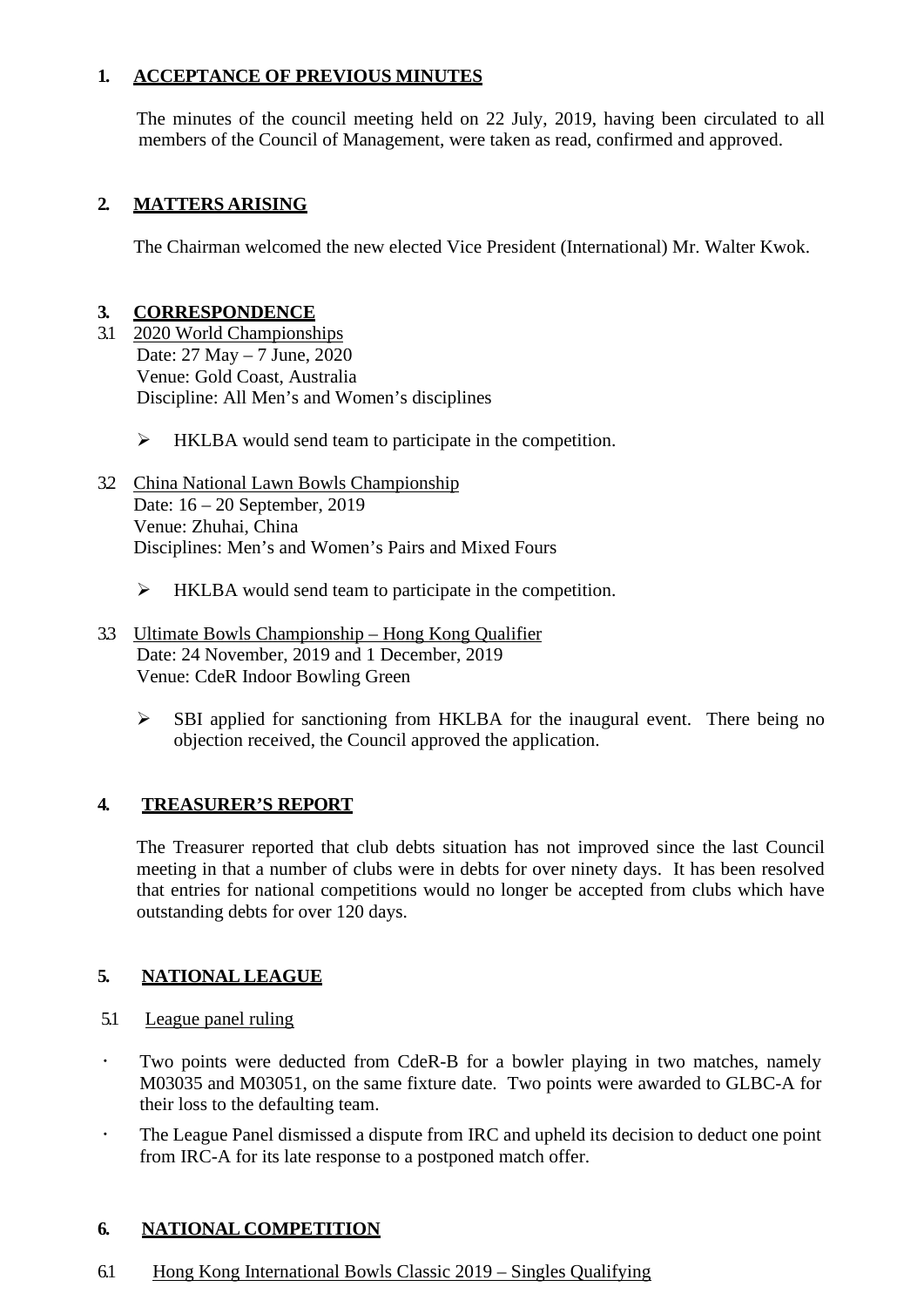## 1. ACCEPTANCE OF PREVIOUS MINUTES

The minutes of the council meeting held on 22 July, 2019, having been circulated to all members of the Council of Management, were taken as read, confirmed and approved.

## 2. MATTERS ARISING

The Chairman welcomed the new elected Vice President (International) Mr. Walter Kwok.

## 3. CORRESPONDENCE

3.1 2020 World Championships
Date: 27 May – 7 June, 2020
Venue: Gold Coast, Australia
Discipline: All Men's and Women's disciplines

- HKLBA would send team to participate in the competition.

3.2 China National Lawn Bowls Championship
Date: 16 – 20 September, 2019
Venue: Zhuhai, China
Disciplines: Men's and Women's Pairs and Mixed Fours

- HKLBA would send team to participate in the competition.

3.3 Ultimate Bowls Championship – Hong Kong Qualifier
Date: 24 November, 2019 and 1 December, 2019
Venue: CdeR Indoor Bowling Green

- SBI applied for sanctioning from HKLBA for the inaugural event. There being no objection received, the Council approved the application.

## 4. TREASURER'S REPORT

The Treasurer reported that club debts situation has not improved since the last Council meeting in that a number of clubs were in debts for over ninety days. It has been resolved that entries for national competitions would no longer be accepted from clubs which have outstanding debts for over 120 days.

## 5. NATIONAL LEAGUE

5.1 League panel ruling

- Two points were deducted from CdeR-B for a bowler playing in two matches, namely M03035 and M03051, on the same fixture date. Two points were awarded to GLBC-A for their loss to the defaulting team.
- The League Panel dismissed a dispute from IRC and upheld its decision to deduct one point from IRC-A for its late response to a postponed match offer.

## 6. NATIONAL COMPETITION

6.1 Hong Kong International Bowls Classic 2019 – Singles Qualifying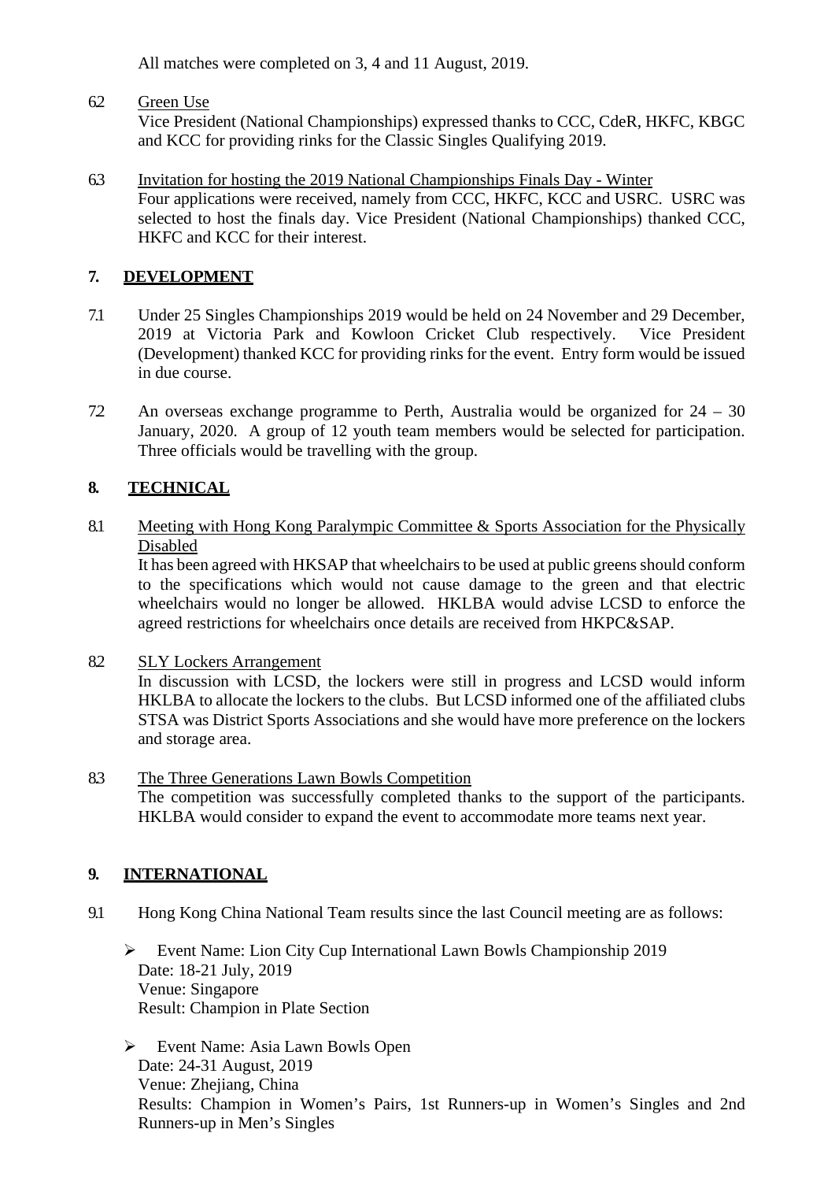All matches were completed on 3, 4 and 11 August, 2019.

6.2 Green Use

Vice President (National Championships) expressed thanks to CCC, CdeR, HKFC, KBGC and KCC for providing rinks for the Classic Singles Qualifying 2019.

6.3 Invitation for hosting the 2019 National Championships Finals Day - Winter

Four applications were received, namely from CCC, HKFC, KCC and USRC. USRC was selected to host the finals day. Vice President (National Championships) thanked CCC, HKFC and KCC for their interest.

## 7. DEVELOPMENT

7.1 Under 25 Singles Championships 2019 would be held on 24 November and 29 December, 2019 at Victoria Park and Kowloon Cricket Club respectively. Vice President (Development) thanked KCC for providing rinks for the event. Entry form would be issued in due course.

7.2 An overseas exchange programme to Perth, Australia would be organized for 24 – 30 January, 2020. A group of 12 youth team members would be selected for participation. Three officials would be travelling with the group.

## 8. TECHNICAL

8.1 Meeting with Hong Kong Paralympic Committee & Sports Association for the Physically Disabled

It has been agreed with HKSAP that wheelchairs to be used at public greens should conform to the specifications which would not cause damage to the green and that electric wheelchairs would no longer be allowed. HKLBA would advise LCSD to enforce the agreed restrictions for wheelchairs once details are received from HKPC&SAP.

8.2 SLY Lockers Arrangement

In discussion with LCSD, the lockers were still in progress and LCSD would inform HKLBA to allocate the lockers to the clubs. But LCSD informed one of the affiliated clubs STSA was District Sports Associations and she would have more preference on the lockers and storage area.

8.3 The Three Generations Lawn Bowls Competition

The competition was successfully completed thanks to the support of the participants. HKLBA would consider to expand the event to accommodate more teams next year.

## 9. INTERNATIONAL

9.1 Hong Kong China National Team results since the last Council meeting are as follows:

- Event Name: Lion City Cup International Lawn Bowls Championship 2019
  Date: 18-21 July, 2019
  Venue: Singapore
  Result: Champion in Plate Section

- Event Name: Asia Lawn Bowls Open
  Date: 24-31 August, 2019
  Venue: Zhejiang, China
  Results: Champion in Women's Pairs, 1st Runners-up in Women's Singles and 2nd Runners-up in Men's Singles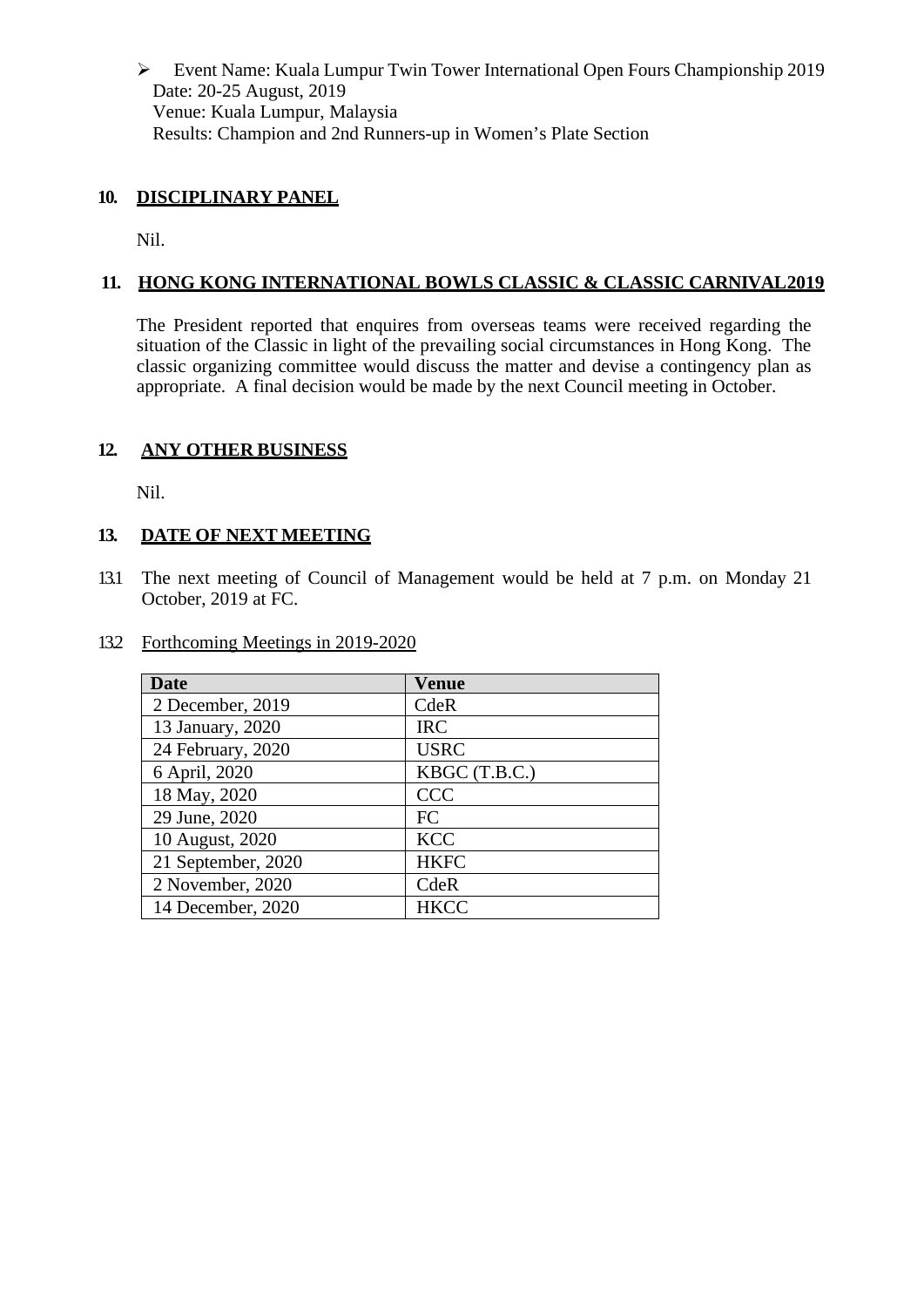- Event Name: Kuala Lumpur Twin Tower International Open Fours Championship 2019
  Date: 20-25 August, 2019
  Venue: Kuala Lumpur, Malaysia
  Results: Champion and 2nd Runners-up in Women's Plate Section

## 10. DISCIPLINARY PANEL

Nil.

## 11. HONG KONG INTERNATIONAL BOWLS CLASSIC & CLASSIC CARNIVAL2019

The President reported that enquires from overseas teams were received regarding the situation of the Classic in light of the prevailing social circumstances in Hong Kong. The classic organizing committee would discuss the matter and devise a contingency plan as appropriate. A final decision would be made by the next Council meeting in October.

## 12. ANY OTHER BUSINESS

Nil.

## 13. DATE OF NEXT MEETING

13.1 The next meeting of Council of Management would be held at 7 p.m. on Monday 21 October, 2019 at FC.

13.2 Forthcoming Meetings in 2019-2020

| Date | Venue |
|---|---|
| 2 December, 2019 | CdeR |
| 13 January, 2020 | IRC |
| 24 February, 2020 | USRC |
| 6 April, 2020 | KBGC (T.B.C.) |
| 18 May, 2020 | CCC |
| 29 June, 2020 | FC |
| 10 August, 2020 | KCC |
| 21 September, 2020 | HKFC |
| 2 November, 2020 | CdeR |
| 14 December, 2020 | HKCC |